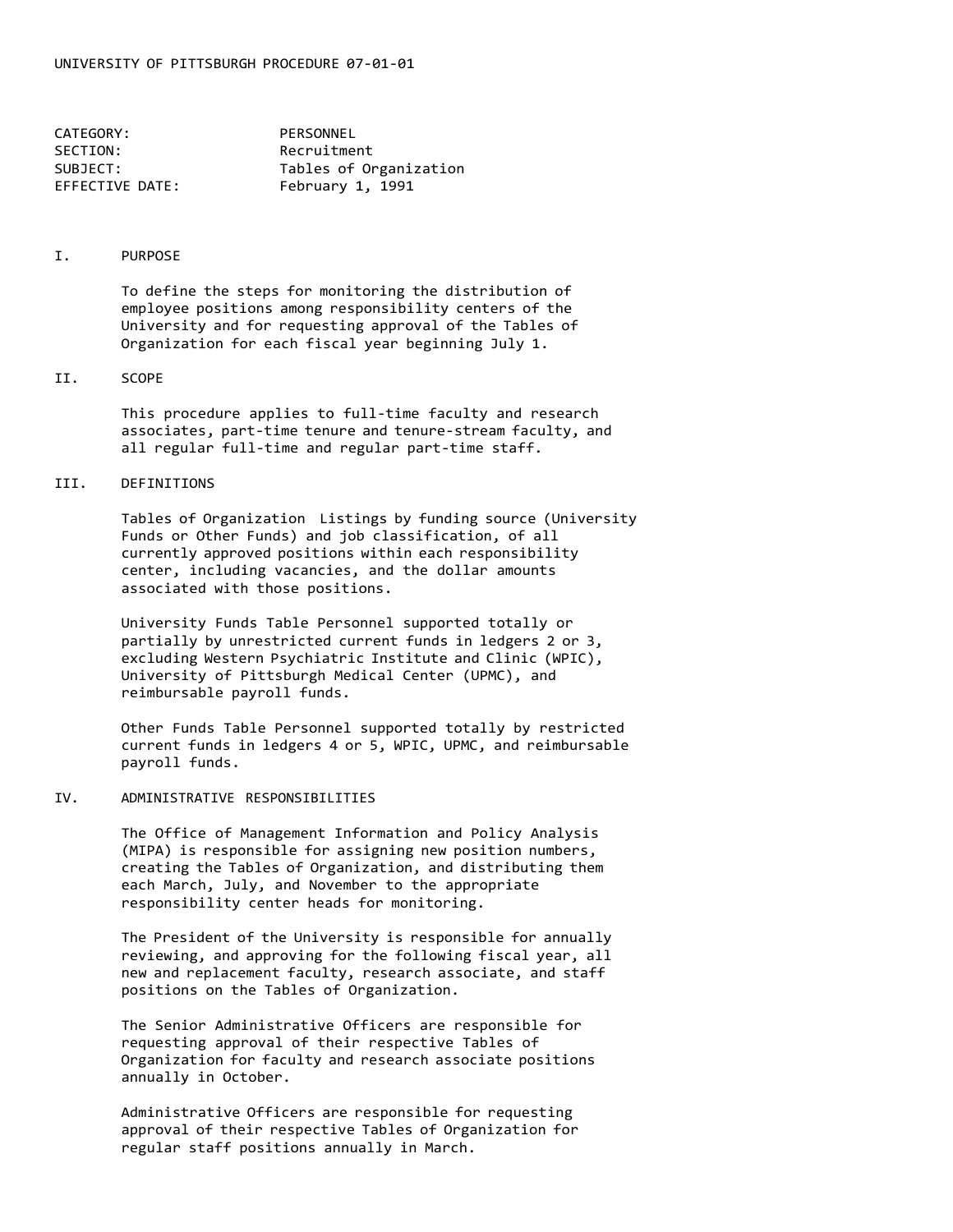UNIVERSITY OF PITTSBURGH PROCEDURE 07-01-01

CATEGORY: PERSONNEL
SECTION: Recruitment
SUBJECT: Tables of Organization
EFFECTIVE DATE: February 1, 1991

## I. PURPOSE

To define the steps for monitoring the distribution of employee positions among responsibility centers of the University and for requesting approval of the Tables of Organization for each fiscal year beginning July 1.

## II. SCOPE

This procedure applies to full-time faculty and research associates, part-time tenure and tenure-stream faculty, and all regular full-time and regular part-time staff.

## III. DEFINITIONS

Tables of Organization Listings by funding source (University Funds or Other Funds) and job classification, of all currently approved positions within each responsibility center, including vacancies, and the dollar amounts associated with those positions.

University Funds Table Personnel supported totally or partially by unrestricted current funds in ledgers 2 or 3, excluding Western Psychiatric Institute and Clinic (WPIC), University of Pittsburgh Medical Center (UPMC), and reimbursable payroll funds.

Other Funds Table Personnel supported totally by restricted current funds in ledgers 4 or 5, WPIC, UPMC, and reimbursable payroll funds.

## IV. ADMINISTRATIVE RESPONSIBILITIES

The Office of Management Information and Policy Analysis (MIPA) is responsible for assigning new position numbers, creating the Tables of Organization, and distributing them each March, July, and November to the appropriate responsibility center heads for monitoring.

The President of the University is responsible for annually reviewing, and approving for the following fiscal year, all new and replacement faculty, research associate, and staff positions on the Tables of Organization.

The Senior Administrative Officers are responsible for requesting approval of their respective Tables of Organization for faculty and research associate positions annually in October.

Administrative Officers are responsible for requesting approval of their respective Tables of Organization for regular staff positions annually in March.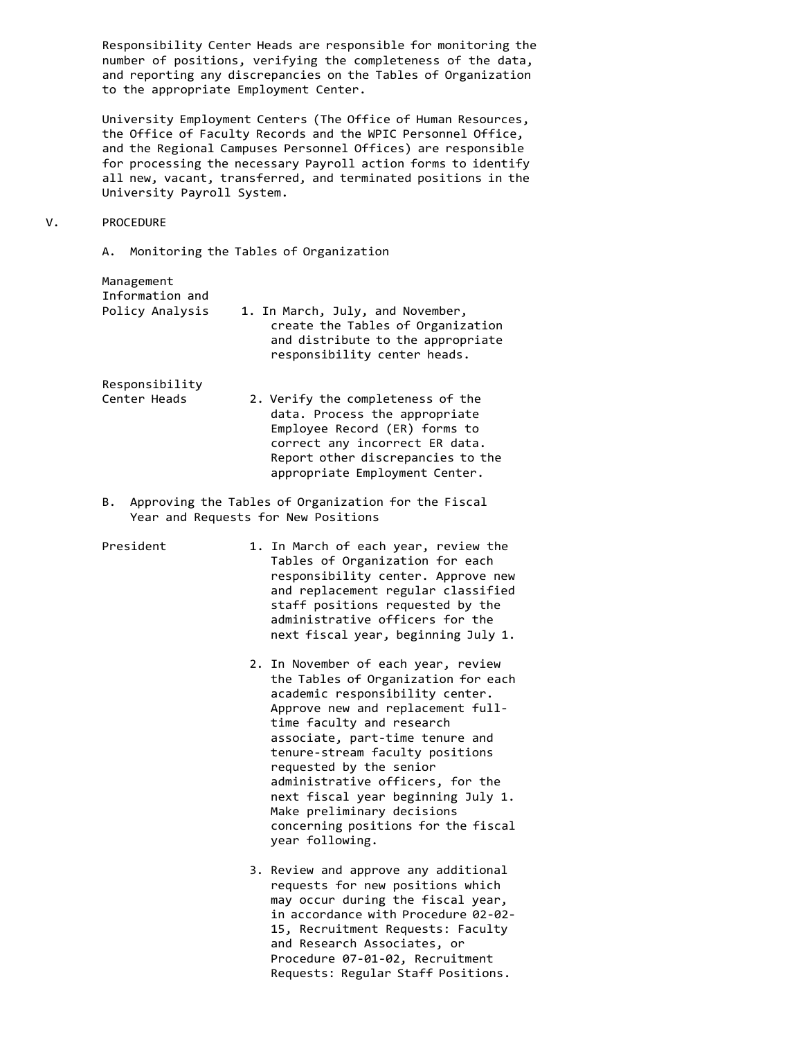Responsibility Center Heads are responsible for monitoring the number of positions, verifying the completeness of the data, and reporting any discrepancies on the Tables of Organization to the appropriate Employment Center.

University Employment Centers (The Office of Human Resources, the Office of Faculty Records and the WPIC Personnel Office, and the Regional Campuses Personnel Offices) are responsible for processing the necessary Payroll action forms to identify all new, vacant, transferred, and terminated positions in the University Payroll System.

## V. PROCEDURE

### A. Monitoring the Tables of Organization

**Management Information and Policy Analysis**

1. In March, July, and November, create the Tables of Organization and distribute to the appropriate responsibility center heads.

**Responsibility Center Heads**

2. Verify the completeness of the data. Process the appropriate Employee Record (ER) forms to correct any incorrect ER data. Report other discrepancies to the appropriate Employment Center.

### B. Approving the Tables of Organization for the Fiscal Year and Requests for New Positions

**President**

1. In March of each year, review the Tables of Organization for each responsibility center. Approve new and replacement regular classified staff positions requested by the administrative officers for the next fiscal year, beginning July 1.

2. In November of each year, review the Tables of Organization for each academic responsibility center. Approve new and replacement full-time faculty and research associate, part-time tenure and tenure-stream faculty positions requested by the senior administrative officers, for the next fiscal year beginning July 1. Make preliminary decisions concerning positions for the fiscal year following.

3. Review and approve any additional requests for new positions which may occur during the fiscal year, in accordance with Procedure 02-02-15, Recruitment Requests: Faculty and Research Associates, or Procedure 07-01-02, Recruitment Requests: Regular Staff Positions.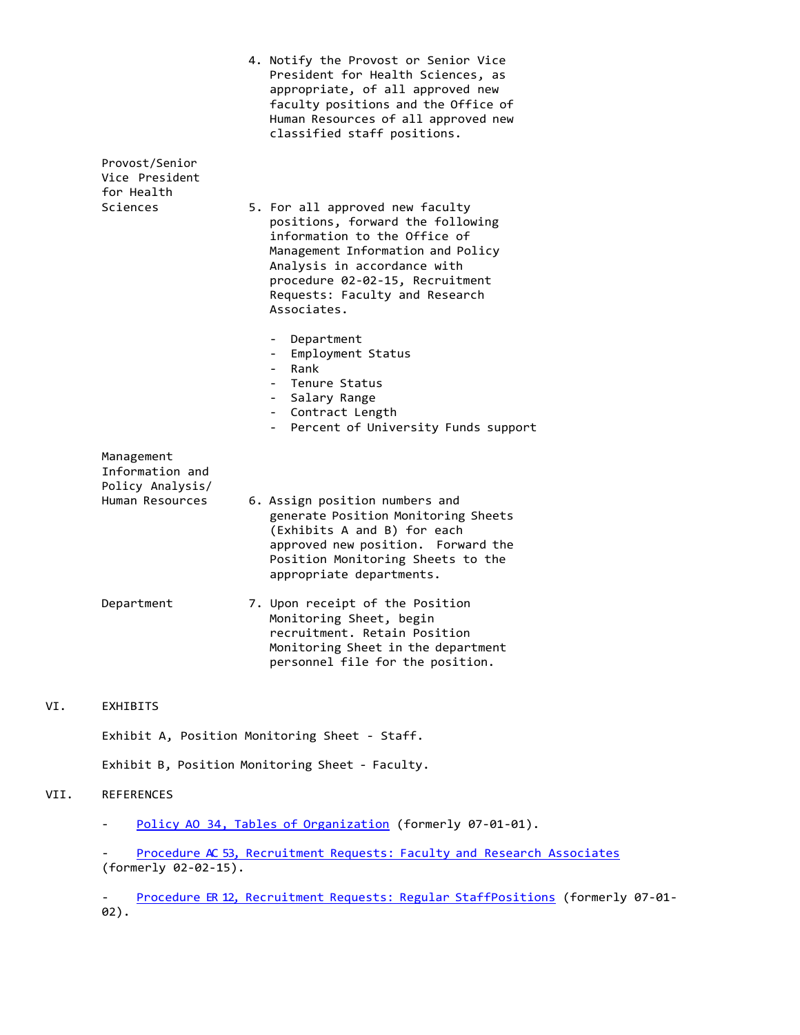| | |
|---|---|
| | 4. Notify the Provost or Senior Vice President for Health Sciences, as appropriate, of all approved new faculty positions and the Office of Human Resources of all approved new classified staff positions. |
| Provost/Senior Vice President for Health Sciences | 5. For all approved new faculty positions, forward the following information to the Office of Management Information and Policy Analysis in accordance with procedure 02-02-15, Recruitment Requests: Faculty and Research Associates.<br><br>- Department<br>- Employment Status<br>- Rank<br>- Tenure Status<br>- Salary Range<br>- Contract Length<br>- Percent of University Funds support |
| Management Information and Policy Analysis/ Human Resources | 6. Assign position numbers and generate Position Monitoring Sheets (Exhibits A and B) for each approved new position. Forward the Position Monitoring Sheets to the appropriate departments. |
| Department | 7. Upon receipt of the Position Monitoring Sheet, begin recruitment. Retain Position Monitoring Sheet in the department personnel file for the position. |

## VI. EXHIBITS

Exhibit A, Position Monitoring Sheet - Staff.

Exhibit B, Position Monitoring Sheet - Faculty.

## VII. REFERENCES

- Policy AO 34, Tables of Organization (formerly 07-01-01).

- Procedure AC 53, Recruitment Requests: Faculty and Research Associates (formerly 02-02-15).

- Procedure ER 12, Recruitment Requests: Regular StaffPositions (formerly 07-01-02).